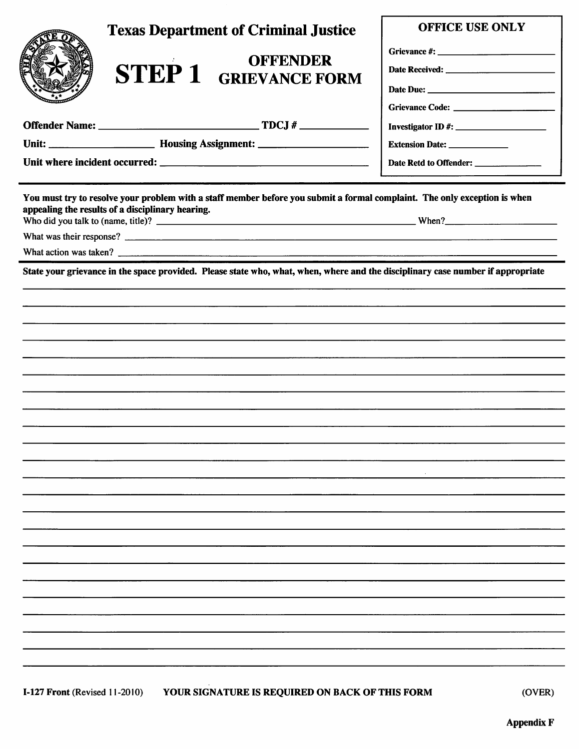# Texas Department of Criminal Justice

## STEP 1 OFFENDER GRIEVANCE FORM

**OFFICE USE ONLY**

**Grievance #:** ______________________

**Date Received:** ______________________

**Date Due:** ______________________

**Grievance Code:** ______________________

**Investigator ID #:** ______________________

**Extension Date:** ______________

**Date Retd to Offender:** ______________

**Offender Name:** ______________________________ **TDCJ #** ______________

**Unit:** ____________________ **Housing Assignment:** ______________________

**Unit where incident occurred:** ______________________________________________

---

**You must try to resolve your problem with a staff member before you submit a formal complaint. The only exception is when appealing the results of a disciplinary hearing.**

Who did you talk to (name, title)? ______________________________________________ When? ______________________

What was their response? ______________________________________________________________________________

What action was taken? ________________________________________________________________________________

---

**State your grievance in the space provided. Please state who, what, when, where and the disciplinary case number if appropriate**

______________________________________________________________________________________________

______________________________________________________________________________________________

______________________________________________________________________________________________

______________________________________________________________________________________________

______________________________________________________________________________________________

______________________________________________________________________________________________

______________________________________________________________________________________________

______________________________________________________________________________________________

______________________________________________________________________________________________

______________________________________________________________________________________________

______________________________________________________________________________________________

______________________________________________________________________________________________

______________________________________________________________________________________________

______________________________________________________________________________________________

______________________________________________________________________________________________

______________________________________________________________________________________________

______________________________________________________________________________________________

______________________________________________________________________________________________

______________________________________________________________________________________________

______________________________________________________________________________________________

______________________________________________________________________________________________

______________________________________________________________________________________________

______________________________________________________________________________________________

**I-127 Front** (Revised 11-2010) **YOUR SIGNATURE IS REQUIRED ON BACK OF THIS FORM** (OVER)

**Appendix F**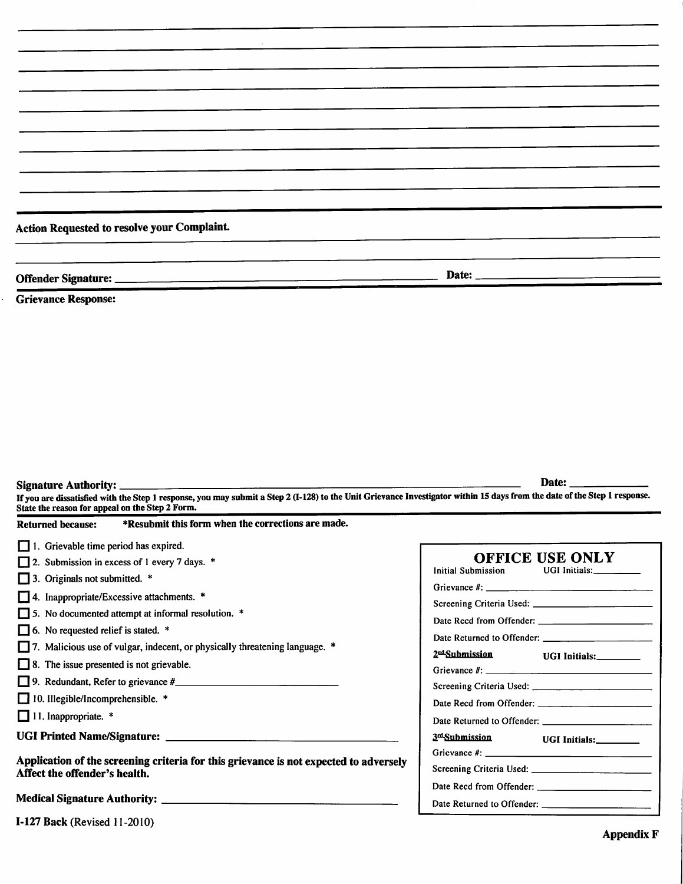**Action Requested to resolve your Complaint.**

**Offender Signature:** ______________________________ **Date:** ______________

**Grievance Response:**

**Signature Authority:** ______________________________ **Date:** ______________

**If you are dissatisfied with the Step 1 response, you may submit a Step 2 (I-128) to the Unit Grievance Investigator within 15 days from the date of the Step 1 response. State the reason for appeal on the Step 2 Form.**

**Returned because:** **\*Resubmit this form when the corrections are made.**

- ☐ 1. Grievable time period has expired.
- ☐ 2. Submission in excess of 1 every 7 days. *
- ☐ 3. Originals not submitted. *
- ☐ 4. Inappropriate/Excessive attachments. *
- ☐ 5. No documented attempt at informal resolution. *
- ☐ 6. No requested relief is stated. *
- ☐ 7. Malicious use of vulgar, indecent, or physically threatening language. *
- ☐ 8. The issue presented is not grievable.
- ☐ 9. Redundant, Refer to grievance #______________
- ☐ 10. Illegible/Incomprehensible. *
- ☐ 11. Inappropriate. *

**UGI Printed Name/Signature:** ______________________________

**Application of the screening criteria for this grievance is not expected to adversely Affect the offender's health.**

**Medical Signature Authority:** ______________________________

## OFFICE USE ONLY

Initial Submission UGI Initials: __________

Grievance #: ______________

Screening Criteria Used: ______________

Date Recd from Offender: ______________

Date Returned to Offender: ______________

**2nd Submission** **UGI Initials:** __________

Grievance #: ______________

Screening Criteria Used: ______________

Date Recd from Offender: ______________

Date Returned to Offender: ______________

**3rd Submission** **UGI Initials:** __________

Grievance #: ______________

Screening Criteria Used: ______________

Date Recd from Offender: ______________

Date Returned to Offender: ______________

**I-127 Back** (Revised 11-2010)

**Appendix F**